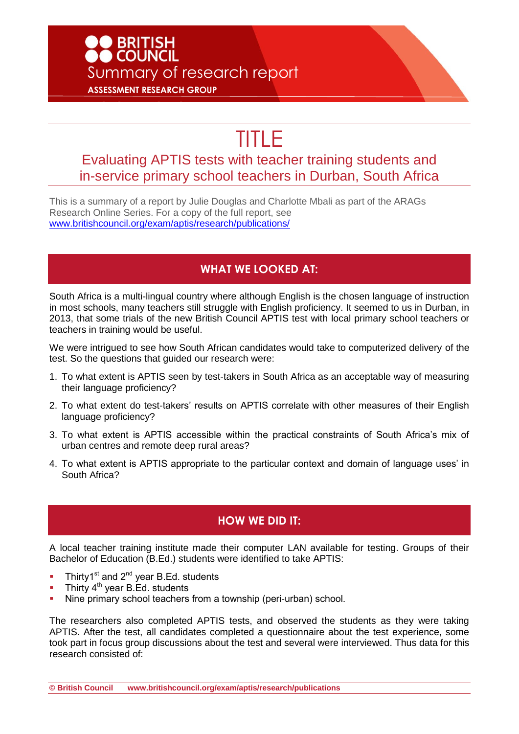**BRITISH COUNCIL**

Summary of research report

**ASSESSMENT RESEARCH GROUP**

# TITLE

## Evaluating APTIS tests with teacher training students and in-service primary school teachers in Durban, South Africa

This is a summary of a report by Julie Douglas and Charlotte Mbali as part of the ARAGs Research Online Series. For a copy of the full report, see [www.britishcouncil.org/exam/aptis/research/publications/](http://www.britishcouncil.org/exam/aptis/research/publications/)

## WHAT WE LOOKED AT:

South Africa is a multi-lingual country where although English is the chosen language of instruction in most schools, many teachers still struggle with English proficiency. It seemed to us in Durban, in 2013, that some trials of the new British Council APTIS test with local primary school teachers or teachers in training would be useful.

We were intrigued to see how South African candidates would take to computerized delivery of the test. So the questions that guided our research were:

1. To what extent is APTIS seen by test-takers in South Africa as an acceptable way of measuring their language proficiency?
2. To what extent do test-takers' results on APTIS correlate with other measures of their English language proficiency?
3. To what extent is APTIS accessible within the practical constraints of South Africa's mix of urban centres and remote deep rural areas?
4. To what extent is APTIS appropriate to the particular context and domain of language uses' in South Africa?

## HOW WE DID IT:

A local teacher training institute made their computer LAN available for testing. Groups of their Bachelor of Education (B.Ed.) students were identified to take APTIS:

- Thirty1st and 2nd year B.Ed. students
- Thirty 4th year B.Ed. students
- Nine primary school teachers from a township (peri-urban) school.

The researchers also completed APTIS tests, and observed the students as they were taking APTIS. After the test, all candidates completed a questionnaire about the test experience, some took part in focus group discussions about the test and several were interviewed. Thus data for this research consisted of: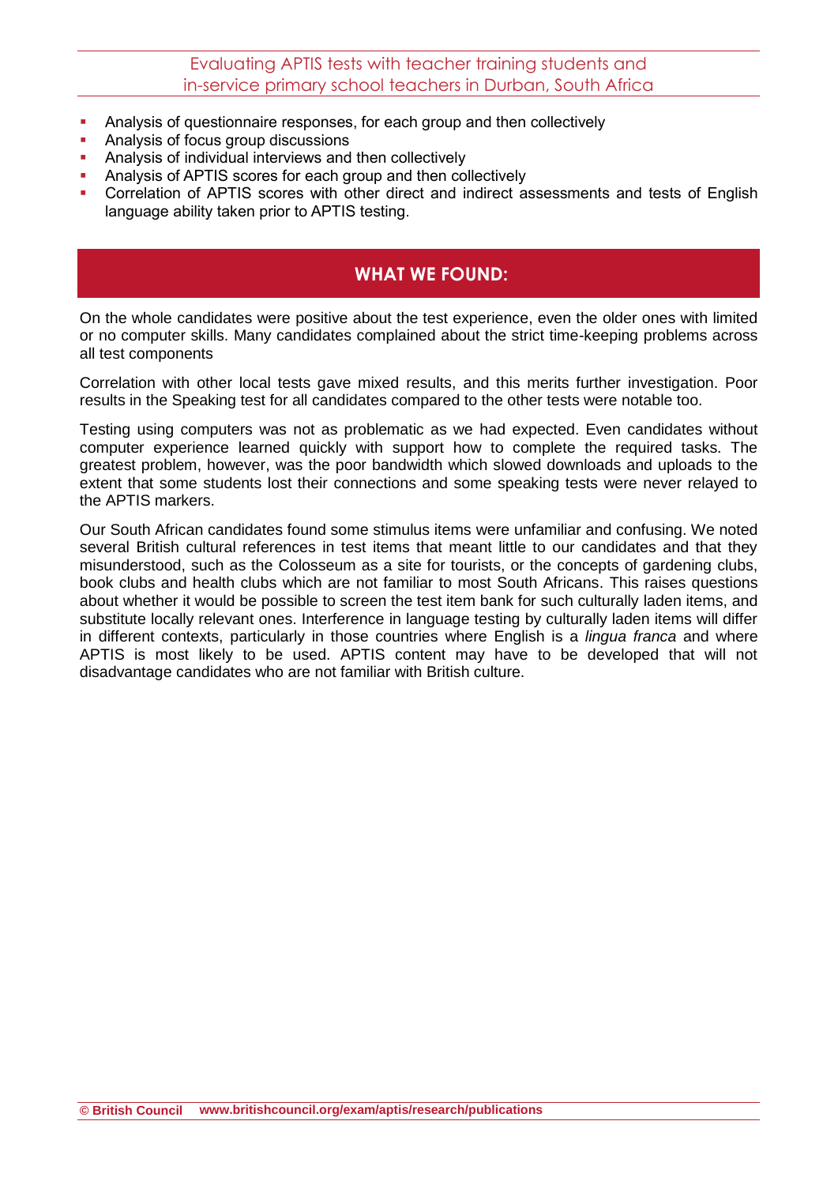- Analysis of questionnaire responses, for each group and then collectively
- Analysis of focus group discussions
- Analysis of individual interviews and then collectively
- Analysis of APTIS scores for each group and then collectively
- Correlation of APTIS scores with other direct and indirect assessments and tests of English language ability taken prior to APTIS testing.

## WHAT WE FOUND:

On the whole candidates were positive about the test experience, even the older ones with limited or no computer skills. Many candidates complained about the strict time-keeping problems across all test components

Correlation with other local tests gave mixed results, and this merits further investigation. Poor results in the Speaking test for all candidates compared to the other tests were notable too.

Testing using computers was not as problematic as we had expected. Even candidates without computer experience learned quickly with support how to complete the required tasks. The greatest problem, however, was the poor bandwidth which slowed downloads and uploads to the extent that some students lost their connections and some speaking tests were never relayed to the APTIS markers.

Our South African candidates found some stimulus items were unfamiliar and confusing. We noted several British cultural references in test items that meant little to our candidates and that they misunderstood, such as the Colosseum as a site for tourists, or the concepts of gardening clubs, book clubs and health clubs which are not familiar to most South Africans. This raises questions about whether it would be possible to screen the test item bank for such culturally laden items, and substitute locally relevant ones. Interference in language testing by culturally laden items will differ in different contexts, particularly in those countries where English is a *lingua franca* and where APTIS is most likely to be used. APTIS content may have to be developed that will not disadvantage candidates who are not familiar with British culture.